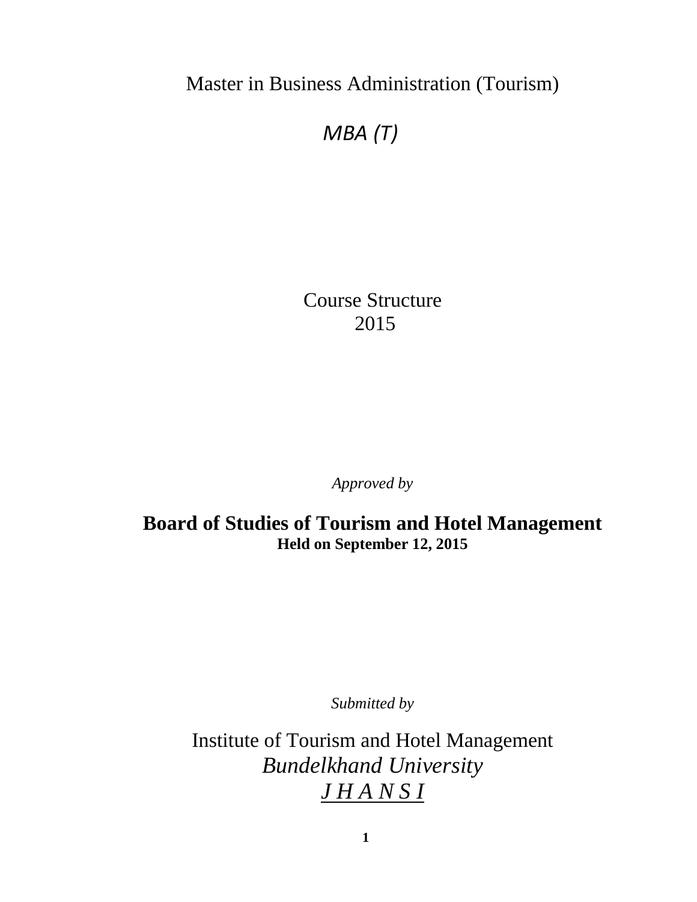# Master in Business Administration (Tourism)

## *MBA (T)*

Course Structure
2015

*Approved by*

**Board of Studies of Tourism and Hotel Management**
**Held on September 12, 2015**

*Submitted by*

Institute of Tourism and Hotel Management
*Bundelkhand University*
*J H A N S I*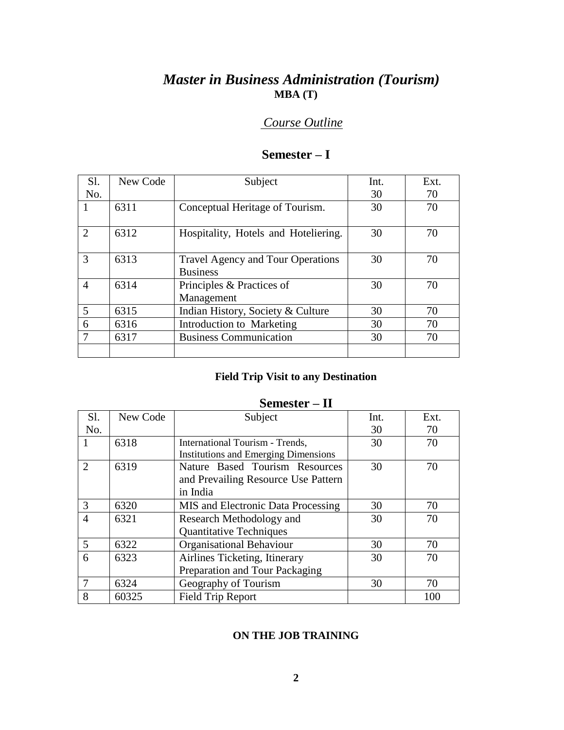# *Master in Business Administration (Tourism)*

**MBA (T)**

*Course Outline*

## Semester – I

| Sl. No. | New Code | Subject | Int. 30 | Ext. 70 |
|---|---|---|---|---|
| 1 | 6311 | Conceptual Heritage of Tourism. | 30 | 70 |
| 2 | 6312 | Hospitality, Hotels and Hoteliering. | 30 | 70 |
| 3 | 6313 | Travel Agency and Tour Operations Business | 30 | 70 |
| 4 | 6314 | Principles & Practices of Management | 30 | 70 |
| 5 | 6315 | Indian History, Society & Culture | 30 | 70 |
| 6 | 6316 | Introduction to Marketing | 30 | 70 |
| 7 | 6317 | Business Communication | 30 | 70 |
| | | | | |

**Field Trip Visit to any Destination**

## Semester – II

| Sl. No. | New Code | Subject | Int. 30 | Ext. 70 |
|---|---|---|---|---|
| 1 | 6318 | International Tourism - Trends, Institutions and Emerging Dimensions | 30 | 70 |
| 2 | 6319 | Nature Based Tourism Resources and Prevailing Resource Use Pattern in India | 30 | 70 |
| 3 | 6320 | MIS and Electronic Data Processing | 30 | 70 |
| 4 | 6321 | Research Methodology and Quantitative Techniques | 30 | 70 |
| 5 | 6322 | Organisational Behaviour | 30 | 70 |
| 6 | 6323 | Airlines Ticketing, Itinerary Preparation and Tour Packaging | 30 | 70 |
| 7 | 6324 | Geography of Tourism | 30 | 70 |
| 8 | 60325 | Field Trip Report | | 100 |

**ON THE JOB TRAINING**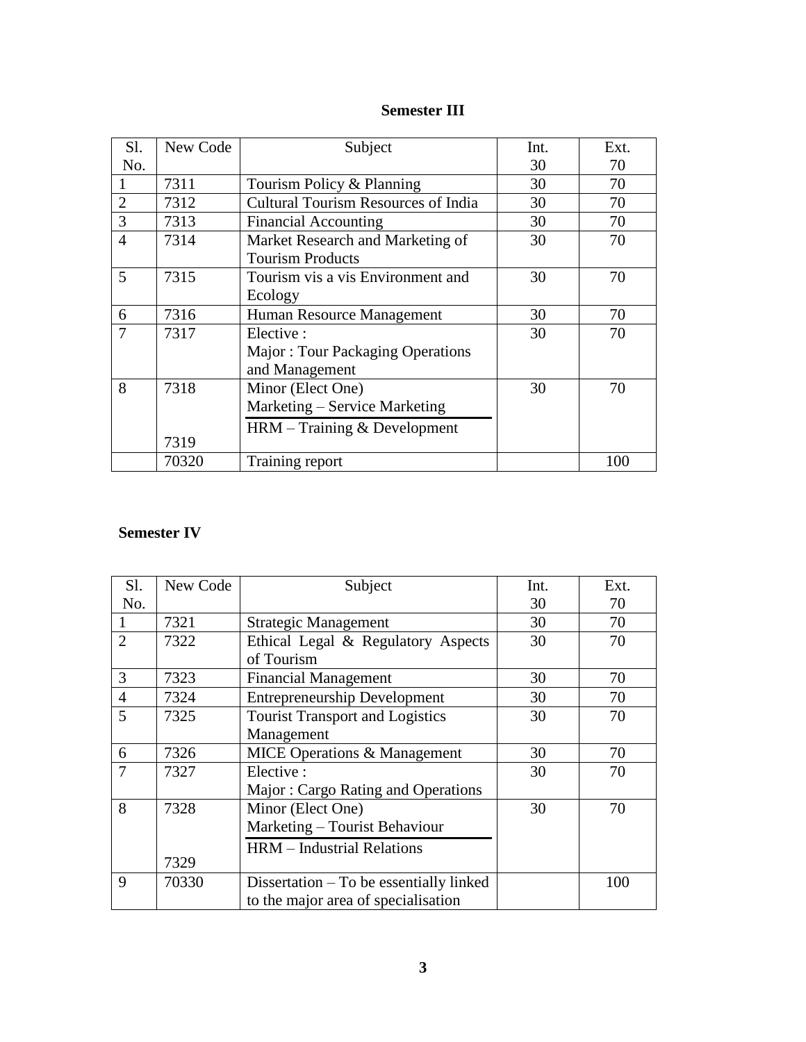## Semester III

| Sl. No. | New Code | Subject | Int. 30 | Ext. 70 |
|---|---|---|---|---|
| 1 | 7311 | Tourism Policy & Planning | 30 | 70 |
| 2 | 7312 | Cultural Tourism Resources of India | 30 | 70 |
| 3 | 7313 | Financial Accounting | 30 | 70 |
| 4 | 7314 | Market Research and Marketing of Tourism Products | 30 | 70 |
| 5 | 7315 | Tourism vis a vis Environment and Ecology | 30 | 70 |
| 6 | 7316 | Human Resource Management | 30 | 70 |
| 7 | 7317 | Elective : Major : Tour Packaging Operations and Management | 30 | 70 |
| 8 | 7318 | Minor (Elect One) Marketing – Service Marketing | 30 | 70 |
| | 7319 | HRM – Training & Development | | |
| | 70320 | Training report | | 100 |

## Semester IV

| Sl. No. | New Code | Subject | Int. 30 | Ext. 70 |
|---|---|---|---|---|
| 1 | 7321 | Strategic Management | 30 | 70 |
| 2 | 7322 | Ethical Legal & Regulatory Aspects of Tourism | 30 | 70 |
| 3 | 7323 | Financial Management | 30 | 70 |
| 4 | 7324 | Entrepreneurship Development | 30 | 70 |
| 5 | 7325 | Tourist Transport and Logistics Management | 30 | 70 |
| 6 | 7326 | MICE Operations & Management | 30 | 70 |
| 7 | 7327 | Elective : Major : Cargo Rating and Operations | 30 | 70 |
| 8 | 7328 | Minor (Elect One) Marketing – Tourist Behaviour | 30 | 70 |
| | 7329 | HRM – Industrial Relations | | |
| 9 | 70330 | Dissertation – To be essentially linked to the major area of specialisation | | 100 |